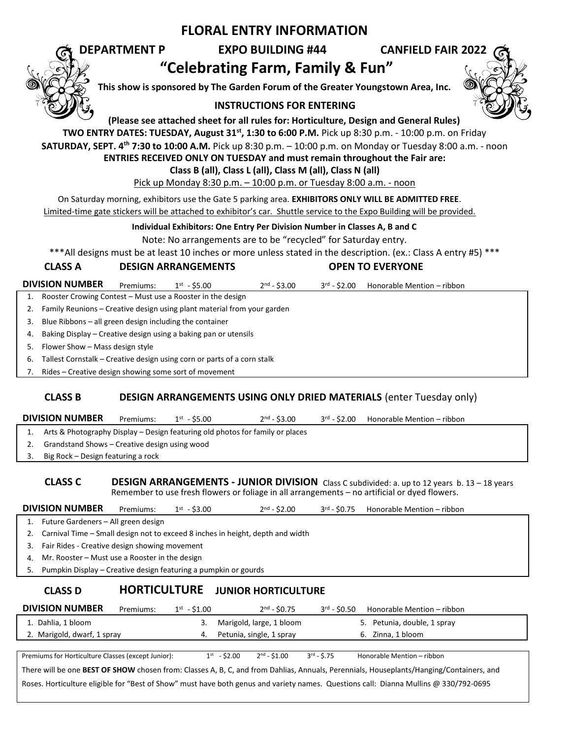# FLORAL ENTRY INFORMATION

**DEPARTMENT P** **EXPO BUILDING #44** **CANFIELD FAIR 2022**

## "Celebrating Farm, Family & Fun"

**This show is sponsored by The Garden Forum of the Greater Youngstown Area, Inc.**

### INSTRUCTIONS FOR ENTERING

**(Please see attached sheet for all rules for: Horticulture, Design and General Rules)**

**TWO ENTRY DATES: TUESDAY, August 31st, 1:30 to 6:00 P.M.** Pick up 8:30 p.m. - 10:00 p.m. on Friday

**SATURDAY, SEPT. 4th 7:30 to 10:00 A.M.** Pick up 8:30 p.m. – 10:00 p.m. on Monday or Tuesday 8:00 a.m. - noon

**ENTRIES RECEIVED ONLY ON TUESDAY and must remain throughout the Fair are:**

**Class B (all), Class L (all), Class M (all), Class N (all)**

Pick up Monday 8:30 p.m. – 10:00 p.m. or Tuesday 8:00 a.m. - noon

On Saturday morning, exhibitors use the Gate 5 parking area. **EXHIBITORS ONLY WILL BE ADMITTED FREE**.
Limited-time gate stickers will be attached to exhibitor's car. Shuttle service to the Expo Building will be provided.

**Individual Exhibitors: One Entry Per Division Number in Classes A, B and C**

Note: No arrangements are to be "recycled" for Saturday entry.

\*\*\*All designs must be at least 10 inches or more unless stated in the description. (ex.: Class A entry #5) \*\*\*

## CLASS A — DESIGN ARRANGEMENTS — OPEN TO EVERYONE

**DIVISION NUMBER** Premiums: 1st - $5.00 2nd - $3.00 3rd - $2.00 Honorable Mention – ribbon

1. Rooster Crowing Contest – Must use a Rooster in the design
2. Family Reunions – Creative design using plant material from your garden
3. Blue Ribbons – all green design including the container
4. Baking Display – Creative design using a baking pan or utensils
5. Flower Show – Mass design style
6. Tallest Cornstalk – Creative design using corn or parts of a corn stalk
7. Rides – Creative design showing some sort of movement

## CLASS B — DESIGN ARRANGEMENTS USING ONLY DRIED MATERIALS (enter Tuesday only)

**DIVISION NUMBER** Premiums: 1st - $5.00 2nd - $3.00 3rd - $2.00 Honorable Mention – ribbon

1. Arts & Photography Display – Design featuring old photos for family or places
2. Grandstand Shows – Creative design using wood
3. Big Rock – Design featuring a rock

## CLASS C — DESIGN ARRANGEMENTS - JUNIOR DIVISION

Class C subdivided: a. up to 12 years b. 13 – 18 years
Remember to use fresh flowers or foliage in all arrangements – no artificial or dyed flowers.

**DIVISION NUMBER** Premiums: 1st - $3.00 2nd - $2.00 3rd - $0.75 Honorable Mention – ribbon

1. Future Gardeners – All green design
2. Carnival Time – Small design not to exceed 8 inches in height, depth and width
3. Fair Rides - Creative design showing movement
4. Mr. Rooster – Must use a Rooster in the design
5. Pumpkin Display – Creative design featuring a pumpkin or gourds

## CLASS D — HORTICULTURE — JUNIOR HORTICULTURE

**DIVISION NUMBER** Premiums: 1st - $1.00 2nd - $0.75 3rd - $0.50 Honorable Mention – ribbon

1. Dahlia, 1 bloom
2. Marigold, dwarf, 1 spray
3. Marigold, large, 1 bloom
4. Petunia, single, 1 spray
5. Petunia, double, 1 spray
6. Zinna, 1 bloom

Premiums for Horticulture Classes (except Junior): 1st - $2.00 2nd - $1.00 3rd - $.75 Honorable Mention – ribbon

There will be one **BEST OF SHOW** chosen from: Classes A, B, C, and from Dahlias, Annuals, Perennials, Houseplants/Hanging/Containers, and Roses. Horticulture eligible for "Best of Show" must have both genus and variety names. Questions call: Dianna Mullins @ 330/792-0695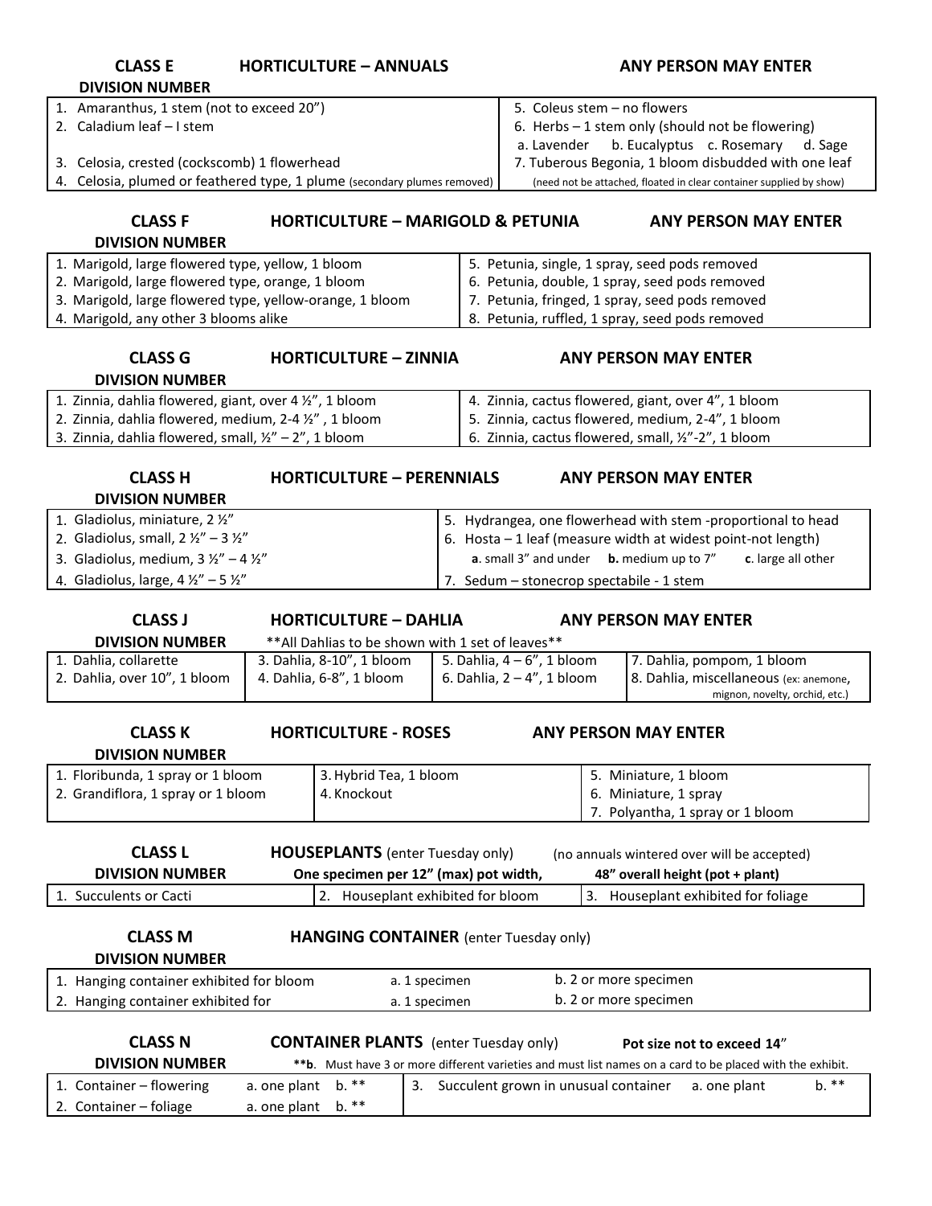## CLASS E HORTICULTURE – ANNUALS ANY PERSON MAY ENTER

**DIVISION NUMBER**

| | |
|---|---|
| 1. Amaranthus, 1 stem (not to exceed 20") | 5. Coleus stem – no flowers |
| 2. Caladium leaf – I stem | 6. Herbs – 1 stem only (should not be flowering) a. Lavender b. Eucalyptus c. Rosemary d. Sage |
| 3. Celosia, crested (cockscomb) 1 flowerhead | 7. Tuberous Begonia, 1 bloom disbudded with one leaf |
| 4. Celosia, plumed or feathered type, 1 plume (secondary plumes removed) | (need not be attached, floated in clear container supplied by show) |

## CLASS F HORTICULTURE – MARIGOLD & PETUNIA ANY PERSON MAY ENTER

**DIVISION NUMBER**

| | |
|---|---|
| 1. Marigold, large flowered type, yellow, 1 bloom | 5. Petunia, single, 1 spray, seed pods removed |
| 2. Marigold, large flowered type, orange, 1 bloom | 6. Petunia, double, 1 spray, seed pods removed |
| 3. Marigold, large flowered type, yellow-orange, 1 bloom | 7. Petunia, fringed, 1 spray, seed pods removed |
| 4. Marigold, any other 3 blooms alike | 8. Petunia, ruffled, 1 spray, seed pods removed |

## CLASS G HORTICULTURE – ZINNIA ANY PERSON MAY ENTER

**DIVISION NUMBER**

| | |
|---|---|
| 1. Zinnia, dahlia flowered, giant, over 4 ½", 1 bloom | 4. Zinnia, cactus flowered, giant, over 4", 1 bloom |
| 2. Zinnia, dahlia flowered, medium, 2-4 ½" , 1 bloom | 5. Zinnia, cactus flowered, medium, 2-4", 1 bloom |
| 3. Zinnia, dahlia flowered, small, ½" – 2", 1 bloom | 6. Zinnia, cactus flowered, small, ½"-2", 1 bloom |

## CLASS H HORTICULTURE – PERENNIALS ANY PERSON MAY ENTER

**DIVISION NUMBER**

| | |
|---|---|
| 1. Gladiolus, miniature, 2 ½" | 5. Hydrangea, one flowerhead with stem -proportional to head |
| 2. Gladiolus, small, 2 ½" – 3 ½" | 6. Hosta – 1 leaf (measure width at widest point-not length) |
| 3. Gladiolus, medium, 3 ½" – 4 ½" | **a**. small 3" and under **b.** medium up to 7" **c**. large all other |
| 4. Gladiolus, large, 4 ½" – 5 ½" | 7. Sedum – stonecrop spectabile - 1 stem |

## CLASS J HORTICULTURE – DAHLIA ANY PERSON MAY ENTER

**DIVISION NUMBER** **All Dahlias to be shown with 1 set of leaves**

| | | | |
|---|---|---|---|
| 1. Dahlia, collarette | 3. Dahlia, 8-10", 1 bloom | 5. Dahlia, 4 – 6", 1 bloom | 7. Dahlia, pompom, 1 bloom |
| 2. Dahlia, over 10", 1 bloom | 4. Dahlia, 6-8", 1 bloom | 6. Dahlia, 2 – 4", 1 bloom | 8. Dahlia, miscellaneous (ex: anemone, mignon, novelty, orchid, etc.) |

## CLASS K HORTICULTURE - ROSES ANY PERSON MAY ENTER

**DIVISION NUMBER**

| | | |
|---|---|---|
| 1. Floribunda, 1 spray or 1 bloom | 3. Hybrid Tea, 1 bloom | 5. Miniature, 1 bloom |
| 2. Grandiflora, 1 spray or 1 bloom | 4. Knockout | 6. Miniature, 1 spray |
| | | 7. Polyantha, 1 spray or 1 bloom |

## CLASS L HOUSEPLANTS (enter Tuesday only) (no annuals wintered over will be accepted)

**DIVISION NUMBER** **One specimen per 12" (max) pot width, 48" overall height (pot + plant)**

| | | |
|---|---|---|
| 1. Succulents or Cacti | 2. Houseplant exhibited for bloom | 3. Houseplant exhibited for foliage |

## CLASS M HANGING CONTAINER (enter Tuesday only)

**DIVISION NUMBER**

| | | |
|---|---|---|
| 1. Hanging container exhibited for bloom | a. 1 specimen | b. 2 or more specimen |
| 2. Hanging container exhibited for | a. 1 specimen | b. 2 or more specimen |

## CLASS N CONTAINER PLANTS (enter Tuesday only) Pot size not to exceed 14"

**DIVISION NUMBER** **\*\*b**. Must have 3 or more different varieties and must list names on a card to be placed with the exhibit.

| | |
|---|---|
| 1. Container – flowering a. one plant b. ** | 3. Succulent grown in unusual container a. one plant b. ** |
| 2. Container – foliage a. one plant b. ** | |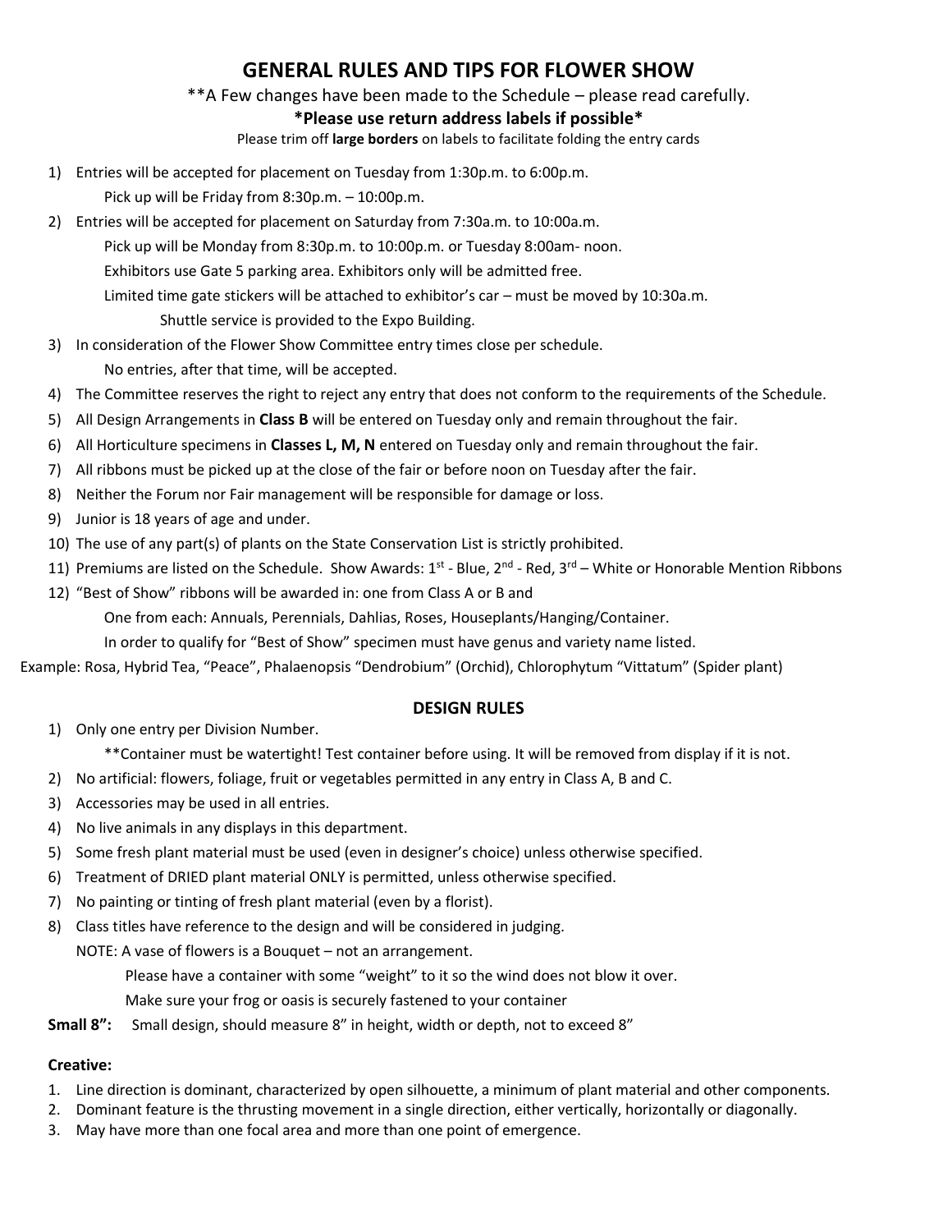# GENERAL RULES AND TIPS FOR FLOWER SHOW

**A Few changes have been made to the Schedule – please read carefully.

**\*Please use return address labels if possible\***

Please trim off **large borders** on labels to facilitate folding the entry cards

1) Entries will be accepted for placement on Tuesday from 1:30p.m. to 6:00p.m.
   Pick up will be Friday from 8:30p.m. – 10:00p.m.
2) Entries will be accepted for placement on Saturday from 7:30a.m. to 10:00a.m.
   Pick up will be Monday from 8:30p.m. to 10:00p.m. or Tuesday 8:00am- noon.
   Exhibitors use Gate 5 parking area. Exhibitors only will be admitted free.
   Limited time gate stickers will be attached to exhibitor's car – must be moved by 10:30a.m.
   Shuttle service is provided to the Expo Building.
3) In consideration of the Flower Show Committee entry times close per schedule.
   No entries, after that time, will be accepted.
4) The Committee reserves the right to reject any entry that does not conform to the requirements of the Schedule.
5) All Design Arrangements in **Class B** will be entered on Tuesday only and remain throughout the fair.
6) All Horticulture specimens in **Classes L, M, N** entered on Tuesday only and remain throughout the fair.
7) All ribbons must be picked up at the close of the fair or before noon on Tuesday after the fair.
8) Neither the Forum nor Fair management will be responsible for damage or loss.
9) Junior is 18 years of age and under.
10) The use of any part(s) of plants on the State Conservation List is strictly prohibited.
11) Premiums are listed on the Schedule. Show Awards: 1st - Blue, 2nd - Red, 3rd – White or Honorable Mention Ribbons
12) "Best of Show" ribbons will be awarded in: one from Class A or B and
    One from each: Annuals, Perennials, Dahlias, Roses, Houseplants/Hanging/Container.
    In order to qualify for "Best of Show" specimen must have genus and variety name listed.

Example: Rosa, Hybrid Tea, "Peace", Phalaenopsis "Dendrobium" (Orchid), Chlorophytum "Vittatum" (Spider plant)

## DESIGN RULES

1) Only one entry per Division Number.
   **Container must be watertight! Test container before using. It will be removed from display if it is not.
2) No artificial: flowers, foliage, fruit or vegetables permitted in any entry in Class A, B and C.
3) Accessories may be used in all entries.
4) No live animals in any displays in this department.
5) Some fresh plant material must be used (even in designer's choice) unless otherwise specified.
6) Treatment of DRIED plant material ONLY is permitted, unless otherwise specified.
7) No painting or tinting of fresh plant material (even by a florist).
8) Class titles have reference to the design and will be considered in judging.
   NOTE: A vase of flowers is a Bouquet – not an arrangement.
   Please have a container with some "weight" to it so the wind does not blow it over.
   Make sure your frog or oasis is securely fastened to your container

**Small 8":** Small design, should measure 8" in height, width or depth, not to exceed 8"

**Creative:**

1. Line direction is dominant, characterized by open silhouette, a minimum of plant material and other components.
2. Dominant feature is the thrusting movement in a single direction, either vertically, horizontally or diagonally.
3. May have more than one focal area and more than one point of emergence.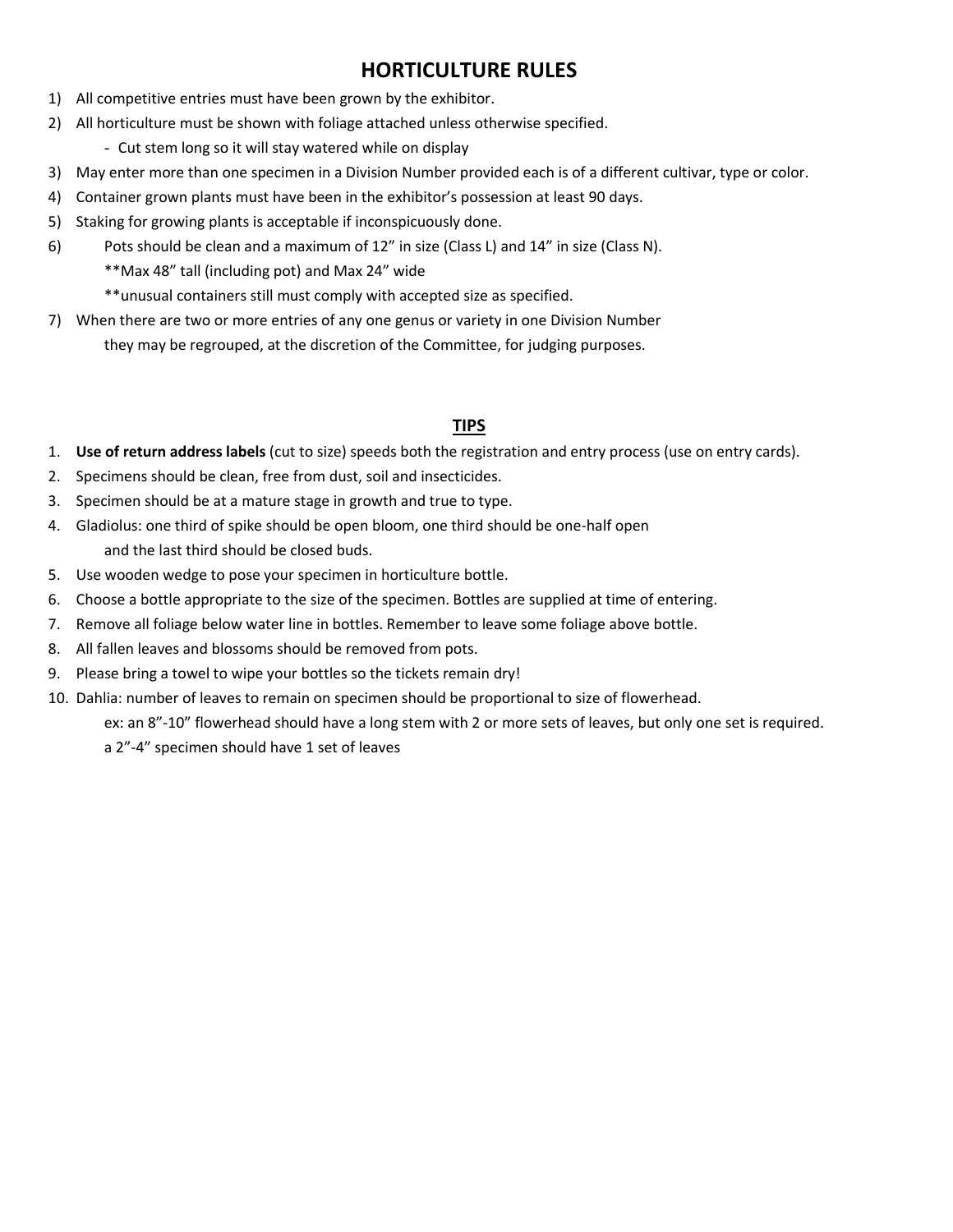# HORTICULTURE RULES

1) All competitive entries must have been grown by the exhibitor.
2) All horticulture must be shown with foliage attached unless otherwise specified.
   - Cut stem long so it will stay watered while on display
3) May enter more than one specimen in a Division Number provided each is of a different cultivar, type or color.
4) Container grown plants must have been in the exhibitor's possession at least 90 days.
5) Staking for growing plants is acceptable if inconspicuously done.
6) Pots should be clean and a maximum of 12" in size (Class L) and 14" in size (Class N).
   **Max 48" tall (including pot) and Max 24" wide
   **unusual containers still must comply with accepted size as specified.
7) When there are two or more entries of any one genus or variety in one Division Number they may be regrouped, at the discretion of the Committee, for judging purposes.

## TIPS

1. **Use of return address labels** (cut to size) speeds both the registration and entry process (use on entry cards).
2. Specimens should be clean, free from dust, soil and insecticides.
3. Specimen should be at a mature stage in growth and true to type.
4. Gladiolus: one third of spike should be open bloom, one third should be one-half open and the last third should be closed buds.
5. Use wooden wedge to pose your specimen in horticulture bottle.
6. Choose a bottle appropriate to the size of the specimen. Bottles are supplied at time of entering.
7. Remove all foliage below water line in bottles. Remember to leave some foliage above bottle.
8. All fallen leaves and blossoms should be removed from pots.
9. Please bring a towel to wipe your bottles so the tickets remain dry!
10. Dahlia: number of leaves to remain on specimen should be proportional to size of flowerhead.
    ex: an 8"-10" flowerhead should have a long stem with 2 or more sets of leaves, but only one set is required.
    a 2"-4" specimen should have 1 set of leaves